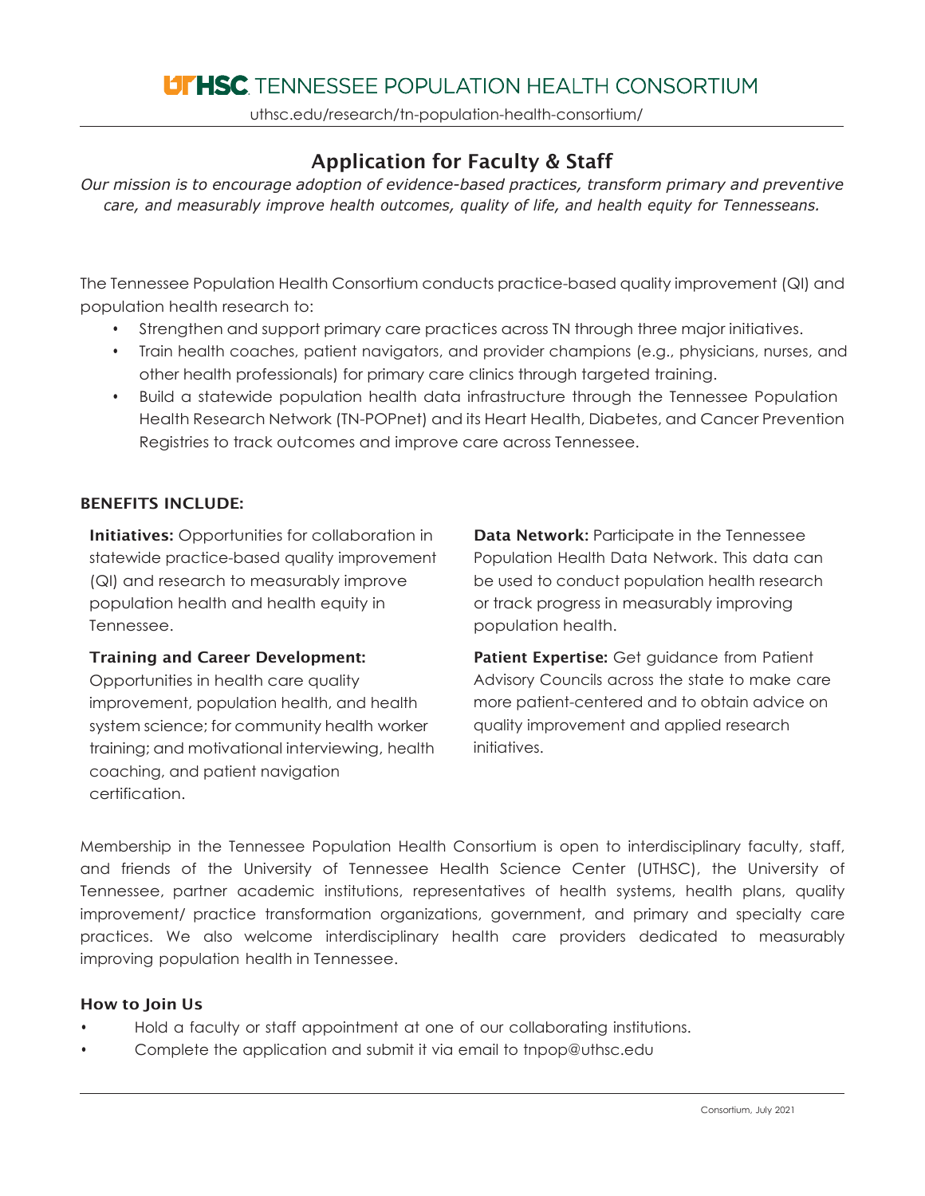# UTHSC TENNESSEE POPULATION HEALTH CONSORTIUM

uthsc.edu/research/tn-population-health-consortium/

## Application for Faculty & Staff

*Our mission is to encourage adoption of evidence-based practices, transform primary and preventive care, and measurably improve health outcomes, quality of life, and health equity for Tennesseans.*

The Tennessee Population Health Consortium conducts practice-based quality improvement (QI) and population health research to:

- Strengthen and support primary care practices across TN through three major initiatives.
- Train health coaches, patient navigators, and provider champions (e.g., physicians, nurses, and other health professionals) for primary care clinics through targeted training.
- Build a statewide population health data infrastructure through the Tennessee Population Health Research Network (TN-POPnet) and its Heart Health, Diabetes, and Cancer Prevention Registries to track outcomes and improve care across Tennessee.

### BENEFITS INCLUDE:

**Initiatives:** Opportunities for collaboration in statewide practice-based quality improvement (QI) and research to measurably improve population health and health equity in Tennessee.

**Training and Career Development:** Opportunities in health care quality improvement, population health, and health system science; for community health worker training; and motivational interviewing, health coaching, and patient navigation certification.

**Data Network:** Participate in the Tennessee Population Health Data Network. This data can be used to conduct population health research or track progress in measurably improving population health.

**Patient Expertise:** Get guidance from Patient Advisory Councils across the state to make care more patient-centered and to obtain advice on quality improvement and applied research initiatives.

Membership in the Tennessee Population Health Consortium is open to interdisciplinary faculty, staff, and friends of the University of Tennessee Health Science Center (UTHSC), the University of Tennessee, partner academic institutions, representatives of health systems, health plans, quality improvement/ practice transformation organizations, government, and primary and specialty care practices. We also welcome interdisciplinary health care providers dedicated to measurably improving population health in Tennessee.

### How to Join Us

- Hold a faculty or staff appointment at one of our collaborating institutions.
- Complete the application and submit it via email to tnpop@uthsc.edu

Consortium, July 2021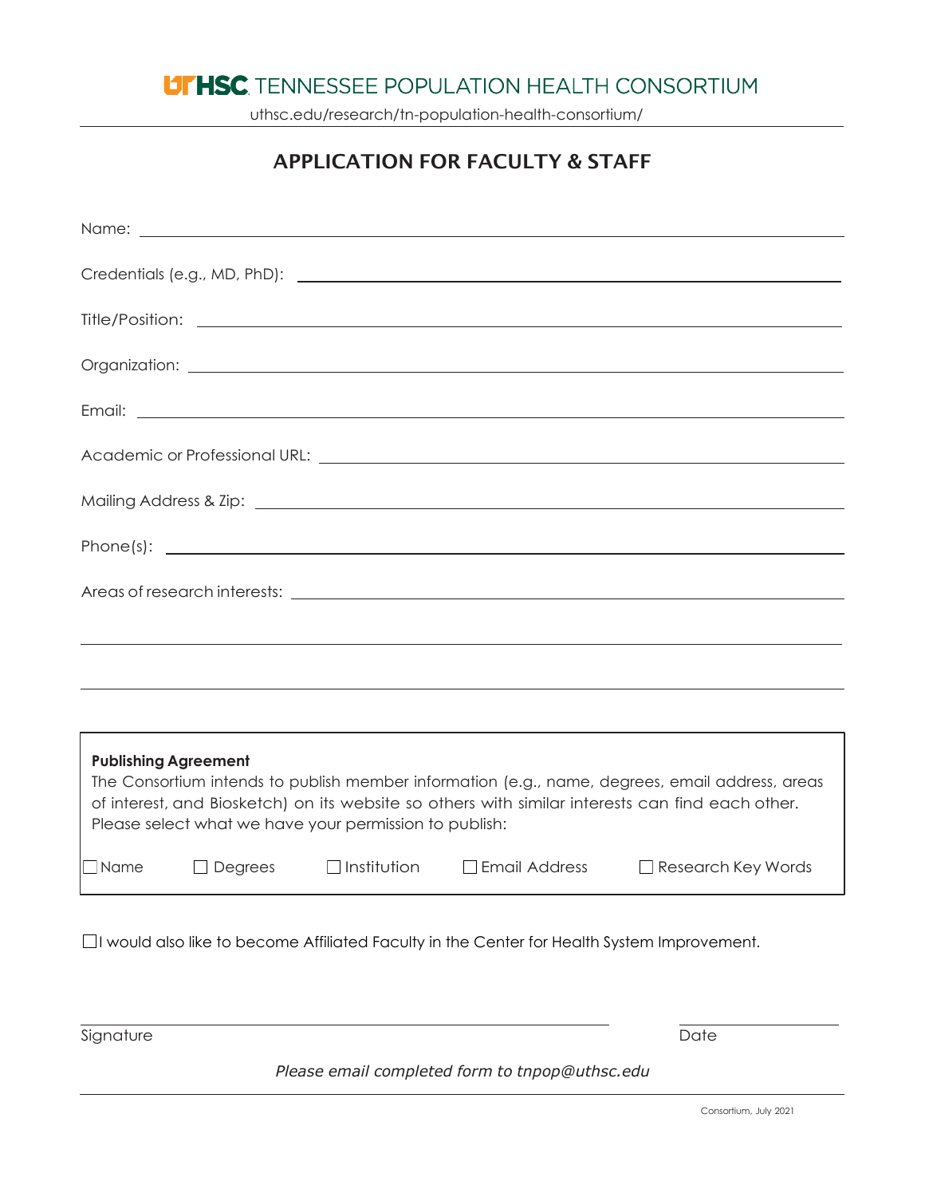# UTHSC TENNESSEE POPULATION HEALTH CONSORTIUM

uthsc.edu/research/tn-population-health-consortium/

## APPLICATION FOR FACULTY & STAFF

Name: ____________________________________________

Credentials (e.g., MD, PhD): ____________________________________________

Title/Position: ____________________________________________

Organization: ____________________________________________

Email: ____________________________________________

Academic or Professional URL: ____________________________________________

Mailing Address & Zip: ____________________________________________

Phone(s): ____________________________________________

Areas of research interests: ____________________________________________

____________________________________________

____________________________________________

**Publishing Agreement**

The Consortium intends to publish member information (e.g., name, degrees, email address, areas of interest, and Biosketch) on its website so others with similar interests can find each other. Please select what we have your permission to publish:

☐ Name ☐ Degrees ☐ Institution ☐ Email Address ☐ Research Key Words

☐ I would also like to become Affiliated Faculty in the Center for Health System Improvement.

____________________________________________ ____________________

Signature Date

*Please email completed form to tnpop@uthsc.edu*

Consortium, July 2021